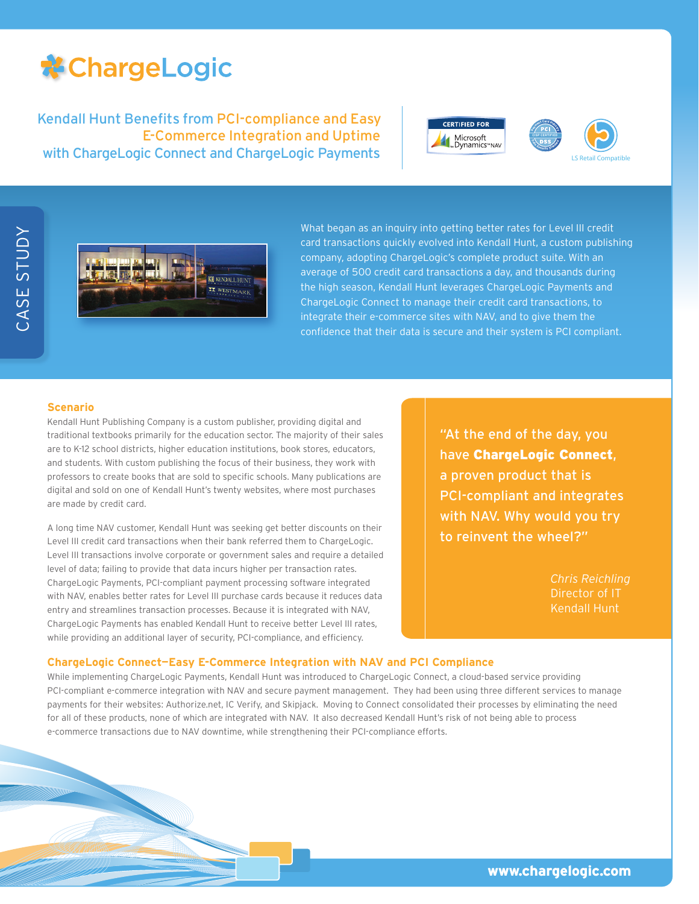# ChargeLogic

## Kendall Hunt Benefits from PCI-compliance and Easy E-Commerce Integration and Uptime with ChargeLogic Connect and ChargeLogic Payments

CERTIFIED FOR Microsoft Dynamics NAV

LS Retail Compatible

CASE STUDY

What began as an inquiry into getting better rates for Level III credit card transactions quickly evolved into Kendall Hunt, a custom publishing company, adopting ChargeLogic's complete product suite. With an average of 500 credit card transactions a day, and thousands during the high season, Kendall Hunt leverages ChargeLogic Payments and ChargeLogic Connect to manage their credit card transactions, to integrate their e-commerce sites with NAV, and to give them the confidence that their data is secure and their system is PCI compliant.

### Scenario

Kendall Hunt Publishing Company is a custom publisher, providing digital and traditional textbooks primarily for the education sector. The majority of their sales are to K-12 school districts, higher education institutions, book stores, educators, and students. With custom publishing the focus of their business, they work with professors to create books that are sold to specific schools. Many publications are digital and sold on one of Kendall Hunt's twenty websites, where most purchases are made by credit card.

A long time NAV customer, Kendall Hunt was seeking get better discounts on their Level III credit card transactions when their bank referred them to ChargeLogic. Level III transactions involve corporate or government sales and require a detailed level of data; failing to provide that data incurs higher per transaction rates. ChargeLogic Payments, PCI-compliant payment processing software integrated with NAV, enables better rates for Level III purchase cards because it reduces data entry and streamlines transaction processes. Because it is integrated with NAV, ChargeLogic Payments has enabled Kendall Hunt to receive better Level III rates, while providing an additional layer of security, PCI-compliance, and efficiency.

> "At the end of the day, you have **ChargeLogic Connect**, a proven product that is PCI-compliant and integrates with NAV. Why would you try to reinvent the wheel?"
>
> *Chris Reichling*
> Director of IT
> Kendall Hunt

### ChargeLogic Connect—Easy E-Commerce Integration with NAV and PCI Compliance

While implementing ChargeLogic Payments, Kendall Hunt was introduced to ChargeLogic Connect, a cloud-based service providing PCI-compliant e-commerce integration with NAV and secure payment management. They had been using three different services to manage payments for their websites: Authorize.net, IC Verify, and Skipjack. Moving to Connect consolidated their processes by eliminating the need for all of these products, none of which are integrated with NAV. It also decreased Kendall Hunt's risk of not being able to process e-commerce transactions due to NAV downtime, while strengthening their PCI-compliance efforts.

www.chargelogic.com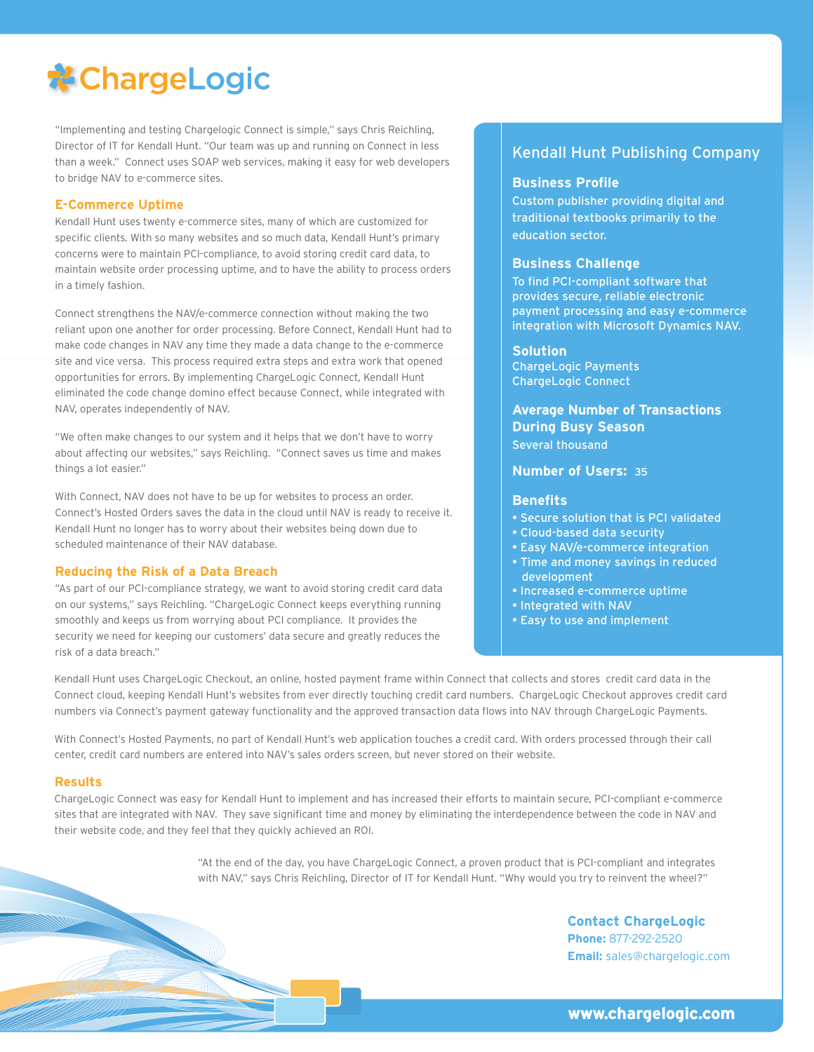# ChargeLogic

"Implementing and testing Chargelogic Connect is simple," says Chris Reichling, Director of IT for Kendall Hunt. "Our team was up and running on Connect in less than a week." Connect uses SOAP web services, making it easy for web developers to bridge NAV to e-commerce sites.

## E-Commerce Uptime

Kendall Hunt uses twenty e-commerce sites, many of which are customized for specific clients. With so many websites and so much data, Kendall Hunt's primary concerns were to maintain PCI-compliance, to avoid storing credit card data, to maintain website order processing uptime, and to have the ability to process orders in a timely fashion.

Connect strengthens the NAV/e-commerce connection without making the two reliant upon one another for order processing. Before Connect, Kendall Hunt had to make code changes in NAV any time they made a data change to the e-commerce site and vice versa. This process required extra steps and extra work that opened opportunities for errors. By implementing ChargeLogic Connect, Kendall Hunt eliminated the code change domino effect because Connect, while integrated with NAV, operates independently of NAV.

"We often make changes to our system and it helps that we don't have to worry about affecting our websites," says Reichling. "Connect saves us time and makes things a lot easier."

With Connect, NAV does not have to be up for websites to process an order. Connect's Hosted Orders saves the data in the cloud until NAV is ready to receive it. Kendall Hunt no longer has to worry about their websites being down due to scheduled maintenance of their NAV database.

## Reducing the Risk of a Data Breach

"As part of our PCI-compliance strategy, we want to avoid storing credit card data on our systems," says Reichling. "ChargeLogic Connect keeps everything running smoothly and keeps us from worrying about PCI compliance. It provides the security we need for keeping our customers' data secure and greatly reduces the risk of a data breach."

Kendall Hunt uses ChargeLogic Checkout, an online, hosted payment frame within Connect that collects and stores credit card data in the Connect cloud, keeping Kendall Hunt's websites from ever directly touching credit card numbers. ChargeLogic Checkout approves credit card numbers via Connect's payment gateway functionality and the approved transaction data flows into NAV through ChargeLogic Payments.

With Connect's Hosted Payments, no part of Kendall Hunt's web application touches a credit card. With orders processed through their call center, credit card numbers are entered into NAV's sales orders screen, but never stored on their website.

## Results

ChargeLogic Connect was easy for Kendall Hunt to implement and has increased their efforts to maintain secure, PCI-compliant e-commerce sites that are integrated with NAV. They save significant time and money by eliminating the interdependence between the code in NAV and their website code, and they feel that they quickly achieved an ROI.

"At the end of the day, you have ChargeLogic Connect, a proven product that is PCI-compliant and integrates with NAV," says Chris Reichling, Director of IT for Kendall Hunt. "Why would you try to reinvent the wheel?"

## Kendall Hunt Publishing Company

### Business Profile

Custom publisher providing digital and traditional textbooks primarily to the education sector.

### Business Challenge

To find PCI-compliant software that provides secure, reliable electronic payment processing and easy e-commerce integration with Microsoft Dynamics NAV.

### Solution

ChargeLogic Payments
ChargeLogic Connect

### Average Number of Transactions During Busy Season

Several thousand

### Number of Users: 35

### Benefits

- Secure solution that is PCI validated
- Cloud-based data security
- Easy NAV/e-commerce integration
- Time and money savings in reduced development
- Increased e-commerce uptime
- Integrated with NAV
- Easy to use and implement

### Contact ChargeLogic

**Phone:** 877-292-2520
**Email:** sales@chargelogic.com

**www.chargelogic.com**